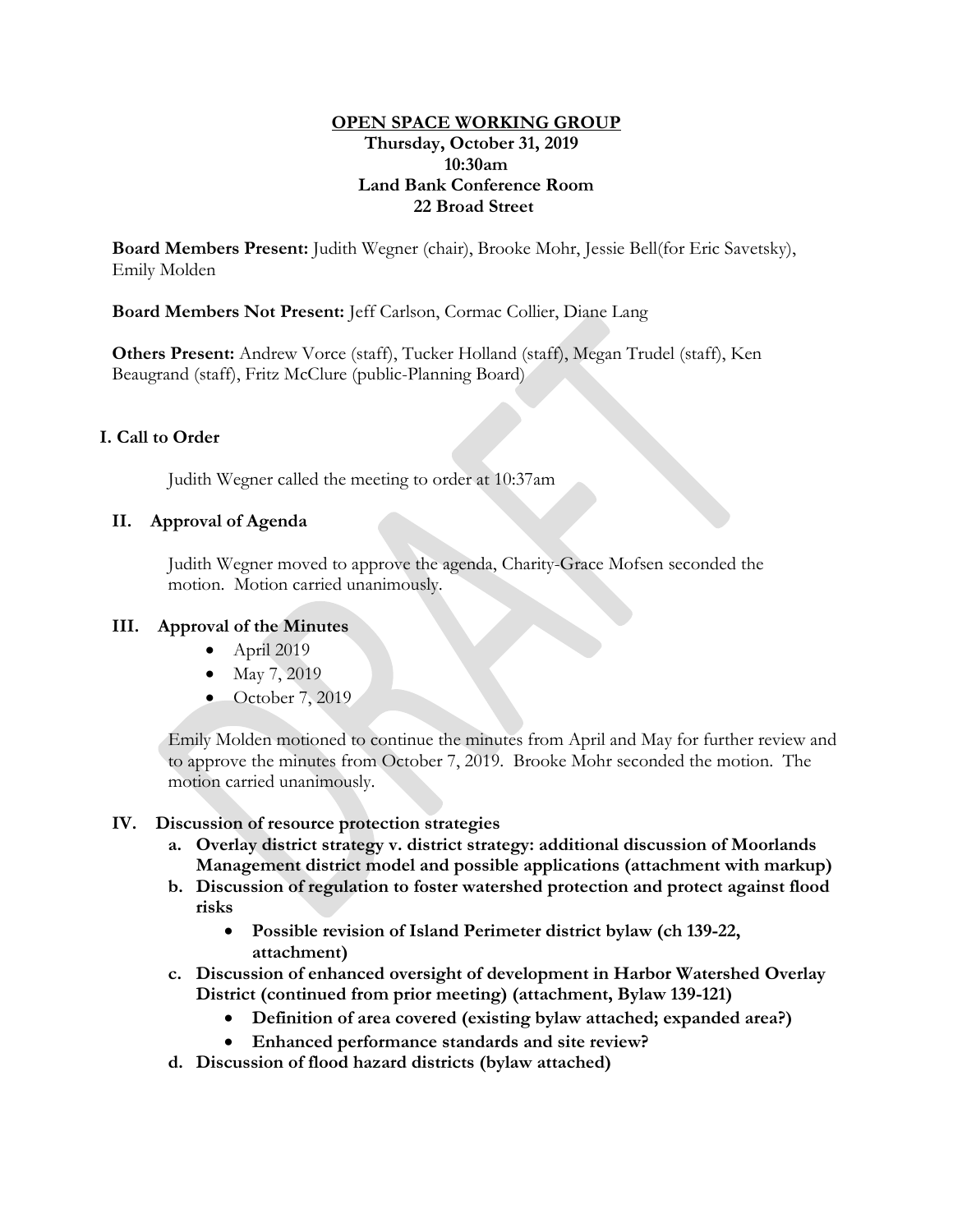**OPEN SPACE WORKING GROUP**
**Thursday, October 31, 2019**
**10:30am**
**Land Bank Conference Room**
**22 Broad Street**

**Board Members Present:** Judith Wegner (chair), Brooke Mohr, Jessie Bell(for Eric Savetsky), Emily Molden

**Board Members Not Present:** Jeff Carlson, Cormac Collier, Diane Lang

**Others Present:** Andrew Vorce (staff), Tucker Holland (staff), Megan Trudel (staff), Ken Beaugrand (staff), Fritz McClure (public-Planning Board)

## I. Call to Order

Judith Wegner called the meeting to order at 10:37am

## II. Approval of Agenda

Judith Wegner moved to approve the agenda, Charity-Grace Mofsen seconded the motion. Motion carried unanimously.

## III. Approval of the Minutes

- April 2019
- May 7, 2019
- October 7, 2019

Emily Molden motioned to continue the minutes from April and May for further review and to approve the minutes from October 7, 2019. Brooke Mohr seconded the motion. The motion carried unanimously.

## IV. Discussion of resource protection strategies

a. **Overlay district strategy v. district strategy: additional discussion of Moorlands Management district model and possible applications (attachment with markup)**

b. **Discussion of regulation to foster watershed protection and protect against flood risks**
   - **Possible revision of Island Perimeter district bylaw (ch 139-22, attachment)**

c. **Discussion of enhanced oversight of development in Harbor Watershed Overlay District (continued from prior meeting) (attachment, Bylaw 139-121)**
   - **Definition of area covered (existing bylaw attached; expanded area?)**
   - **Enhanced performance standards and site review?**

d. **Discussion of flood hazard districts (bylaw attached)**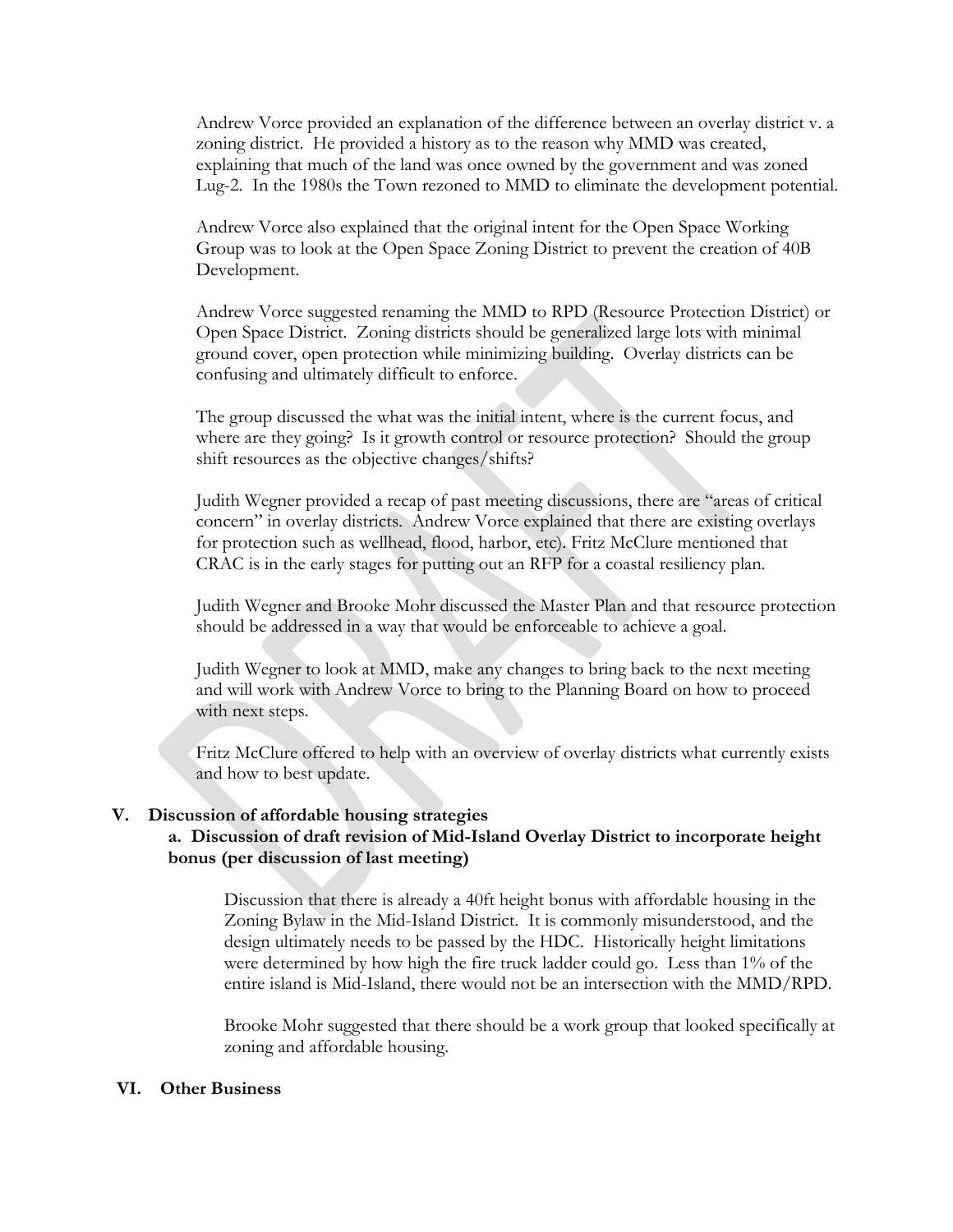Andrew Vorce provided an explanation of the difference between an overlay district v. a zoning district. He provided a history as to the reason why MMD was created, explaining that much of the land was once owned by the government and was zoned Lug-2. In the 1980s the Town rezoned to MMD to eliminate the development potential.

Andrew Vorce also explained that the original intent for the Open Space Working Group was to look at the Open Space Zoning District to prevent the creation of 40B Development.

Andrew Vorce suggested renaming the MMD to RPD (Resource Protection District) or Open Space District. Zoning districts should be generalized large lots with minimal ground cover, open protection while minimizing building. Overlay districts can be confusing and ultimately difficult to enforce.

The group discussed the what was the initial intent, where is the current focus, and where are they going? Is it growth control or resource protection? Should the group shift resources as the objective changes/shifts?

Judith Wegner provided a recap of past meeting discussions, there are "areas of critical concern" in overlay districts. Andrew Vorce explained that there are existing overlays for protection such as wellhead, flood, harbor, etc). Fritz McClure mentioned that CRAC is in the early stages for putting out an RFP for a coastal resiliency plan.

Judith Wegner and Brooke Mohr discussed the Master Plan and that resource protection should be addressed in a way that would be enforceable to achieve a goal.

Judith Wegner to look at MMD, make any changes to bring back to the next meeting and will work with Andrew Vorce to bring to the Planning Board on how to proceed with next steps.

Fritz McClure offered to help with an overview of overlay districts what currently exists and how to best update.

## V. Discussion of affordable housing strategies

### a. Discussion of draft revision of Mid-Island Overlay District to incorporate height bonus (per discussion of last meeting)

Discussion that there is already a 40ft height bonus with affordable housing in the Zoning Bylaw in the Mid-Island District. It is commonly misunderstood, and the design ultimately needs to be passed by the HDC. Historically height limitations were determined by how high the fire truck ladder could go. Less than 1% of the entire island is Mid-Island, there would not be an intersection with the MMD/RPD.

Brooke Mohr suggested that there should be a work group that looked specifically at zoning and affordable housing.

## VI. Other Business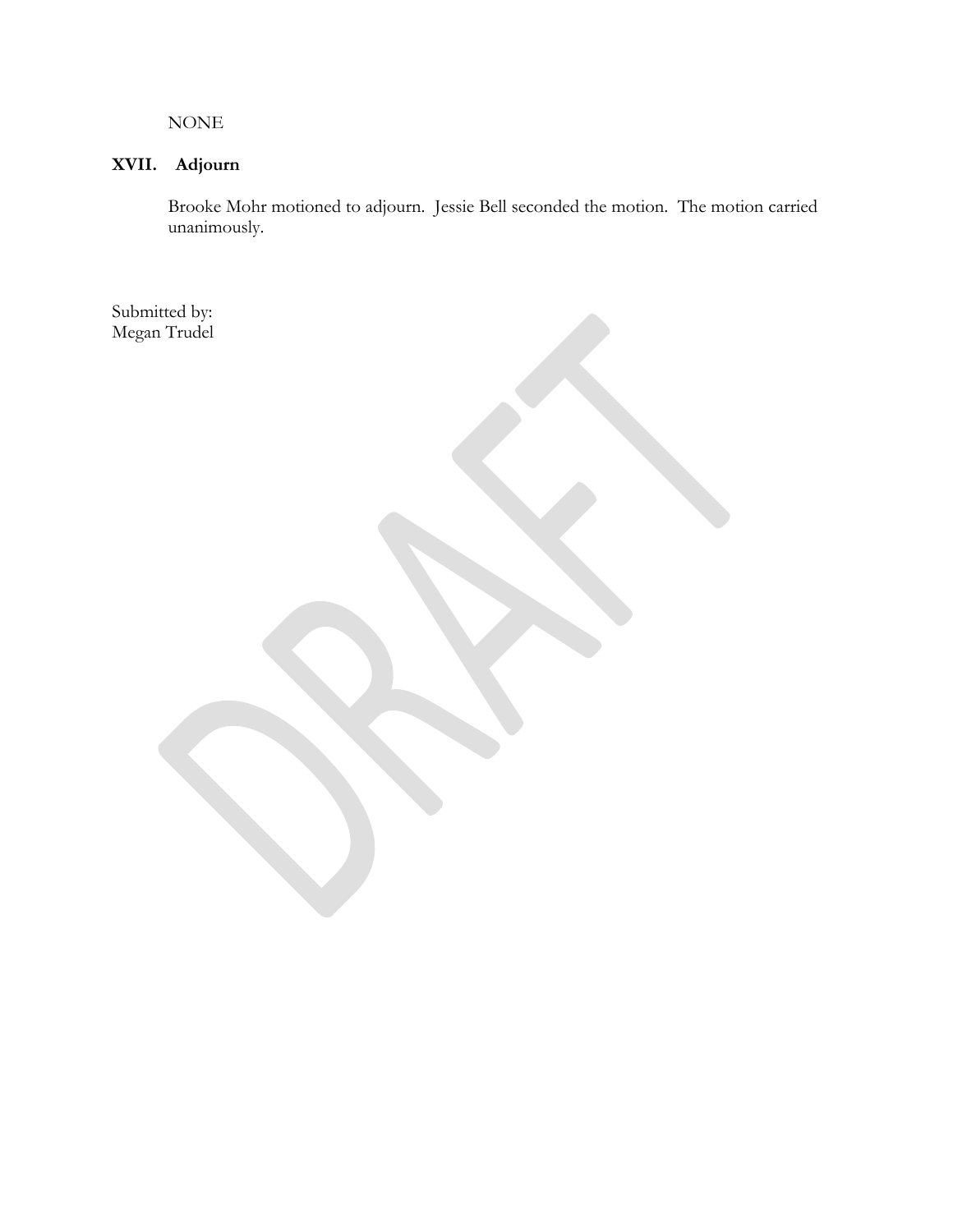NONE

## XVII. Adjourn

Brooke Mohr motioned to adjourn. Jessie Bell seconded the motion. The motion carried unanimously.

Submitted by:
Megan Trudel